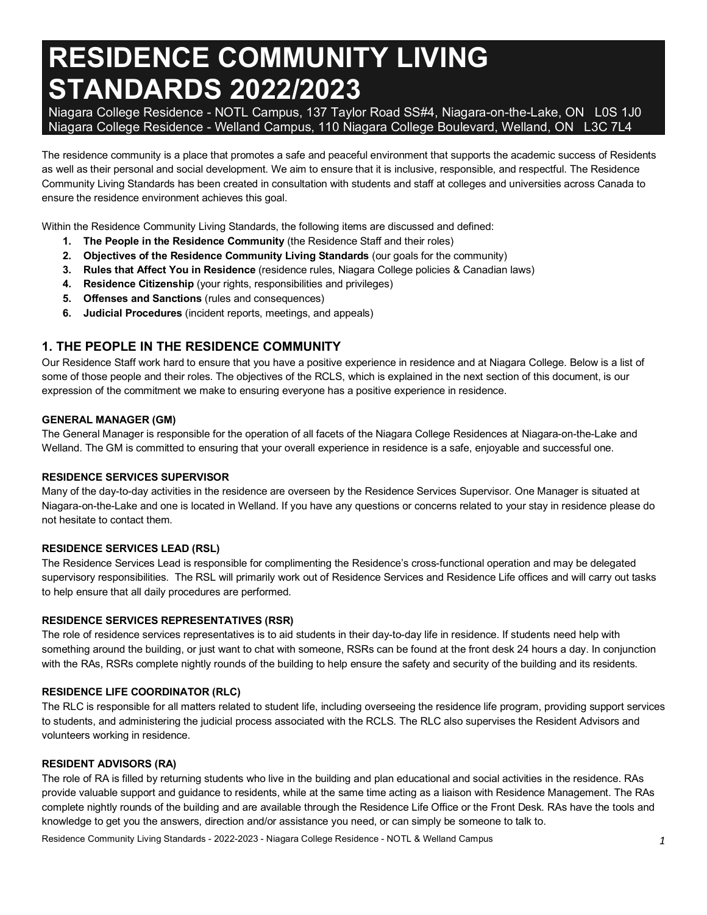# RESIDENCE COMMUNITY LIVING STANDARDS 2022/2023

Niagara College Residence - NOTL Campus, 137 Taylor Road SS#4, Niagara-on-the-Lake, ON L0S 1J0
Niagara College Residence - Welland Campus, 110 Niagara College Boulevard, Welland, ON L3C 7L4

The residence community is a place that promotes a safe and peaceful environment that supports the academic success of Residents as well as their personal and social development. We aim to ensure that it is inclusive, responsible, and respectful. The Residence Community Living Standards has been created in consultation with students and staff at colleges and universities across Canada to ensure the residence environment achieves this goal.

Within the Residence Community Living Standards, the following items are discussed and defined:

1. **The People in the Residence Community** (the Residence Staff and their roles)
2. **Objectives of the Residence Community Living Standards** (our goals for the community)
3. **Rules that Affect You in Residence** (residence rules, Niagara College policies & Canadian laws)
4. **Residence Citizenship** (your rights, responsibilities and privileges)
5. **Offenses and Sanctions** (rules and consequences)
6. **Judicial Procedures** (incident reports, meetings, and appeals)

## 1. THE PEOPLE IN THE RESIDENCE COMMUNITY

Our Residence Staff work hard to ensure that you have a positive experience in residence and at Niagara College. Below is a list of some of those people and their roles. The objectives of the RCLS, which is explained in the next section of this document, is our expression of the commitment we make to ensuring everyone has a positive experience in residence.

#### GENERAL MANAGER (GM)

The General Manager is responsible for the operation of all facets of the Niagara College Residences at Niagara-on-the-Lake and Welland. The GM is committed to ensuring that your overall experience in residence is a safe, enjoyable and successful one.

#### RESIDENCE SERVICES SUPERVISOR

Many of the day-to-day activities in the residence are overseen by the Residence Services Supervisor. One Manager is situated at Niagara-on-the-Lake and one is located in Welland. If you have any questions or concerns related to your stay in residence please do not hesitate to contact them.

#### RESIDENCE SERVICES LEAD (RSL)

The Residence Services Lead is responsible for complimenting the Residence's cross-functional operation and may be delegated supervisory responsibilities. The RSL will primarily work out of Residence Services and Residence Life offices and will carry out tasks to help ensure that all daily procedures are performed.

#### RESIDENCE SERVICES REPRESENTATIVES (RSR)

The role of residence services representatives is to aid students in their day-to-day life in residence. If students need help with something around the building, or just want to chat with someone, RSRs can be found at the front desk 24 hours a day. In conjunction with the RAs, RSRs complete nightly rounds of the building to help ensure the safety and security of the building and its residents.

#### RESIDENCE LIFE COORDINATOR (RLC)

The RLC is responsible for all matters related to student life, including overseeing the residence life program, providing support services to students, and administering the judicial process associated with the RCLS. The RLC also supervises the Resident Advisors and volunteers working in residence.

#### RESIDENT ADVISORS (RA)

The role of RA is filled by returning students who live in the building and plan educational and social activities in the residence. RAs provide valuable support and guidance to residents, while at the same time acting as a liaison with Residence Management. The RAs complete nightly rounds of the building and are available through the Residence Life Office or the Front Desk. RAs have the tools and knowledge to get you the answers, direction and/or assistance you need, or can simply be someone to talk to.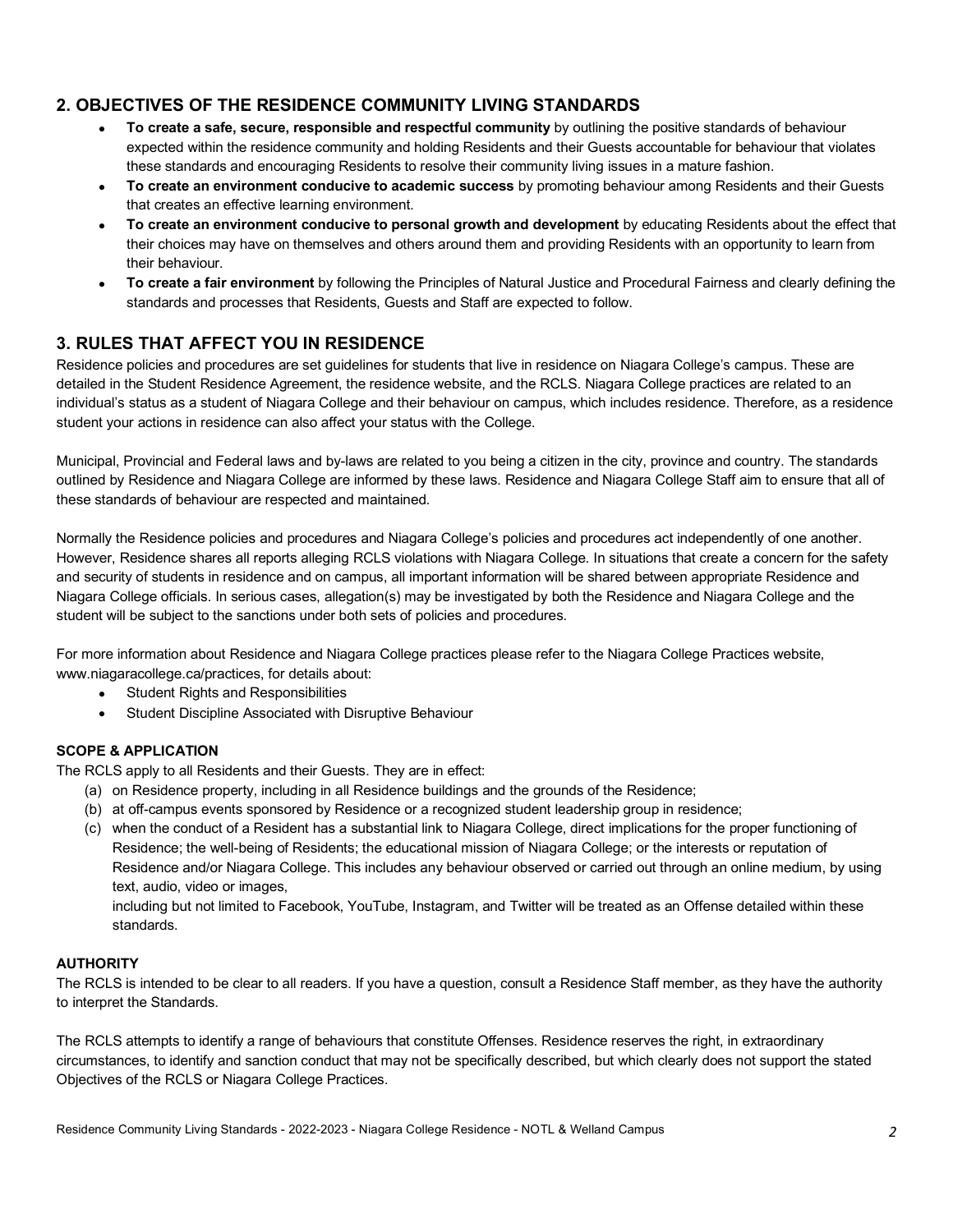## 2. OBJECTIVES OF THE RESIDENCE COMMUNITY LIVING STANDARDS

- **To create a safe, secure, responsible and respectful community** by outlining the positive standards of behaviour expected within the residence community and holding Residents and their Guests accountable for behaviour that violates these standards and encouraging Residents to resolve their community living issues in a mature fashion.
- **To create an environment conducive to academic success** by promoting behaviour among Residents and their Guests that creates an effective learning environment.
- **To create an environment conducive to personal growth and development** by educating Residents about the effect that their choices may have on themselves and others around them and providing Residents with an opportunity to learn from their behaviour.
- **To create a fair environment** by following the Principles of Natural Justice and Procedural Fairness and clearly defining the standards and processes that Residents, Guests and Staff are expected to follow.

## 3. RULES THAT AFFECT YOU IN RESIDENCE

Residence policies and procedures are set guidelines for students that live in residence on Niagara College's campus. These are detailed in the Student Residence Agreement, the residence website, and the RCLS. Niagara College practices are related to an individual's status as a student of Niagara College and their behaviour on campus, which includes residence. Therefore, as a residence student your actions in residence can also affect your status with the College.

Municipal, Provincial and Federal laws and by-laws are related to you being a citizen in the city, province and country. The standards outlined by Residence and Niagara College are informed by these laws. Residence and Niagara College Staff aim to ensure that all of these standards of behaviour are respected and maintained.

Normally the Residence policies and procedures and Niagara College's policies and procedures act independently of one another. However, Residence shares all reports alleging RCLS violations with Niagara College. In situations that create a concern for the safety and security of students in residence and on campus, all important information will be shared between appropriate Residence and Niagara College officials. In serious cases, allegation(s) may be investigated by both the Residence and Niagara College and the student will be subject to the sanctions under both sets of policies and procedures.

For more information about Residence and Niagara College practices please refer to the Niagara College Practices website, www.niagaracollege.ca/practices, for details about:

- Student Rights and Responsibilities
- Student Discipline Associated with Disruptive Behaviour

### SCOPE & APPLICATION

The RCLS apply to all Residents and their Guests. They are in effect:

(a) on Residence property, including in all Residence buildings and the grounds of the Residence;
(b) at off-campus events sponsored by Residence or a recognized student leadership group in residence;
(c) when the conduct of a Resident has a substantial link to Niagara College, direct implications for the proper functioning of Residence; the well-being of Residents; the educational mission of Niagara College; or the interests or reputation of Residence and/or Niagara College. This includes any behaviour observed or carried out through an online medium, by using text, audio, video or images,
including but not limited to Facebook, YouTube, Instagram, and Twitter will be treated as an Offense detailed within these standards.

### AUTHORITY

The RCLS is intended to be clear to all readers. If you have a question, consult a Residence Staff member, as they have the authority to interpret the Standards.

The RCLS attempts to identify a range of behaviours that constitute Offenses. Residence reserves the right, in extraordinary circumstances, to identify and sanction conduct that may not be specifically described, but which clearly does not support the stated Objectives of the RCLS or Niagara College Practices.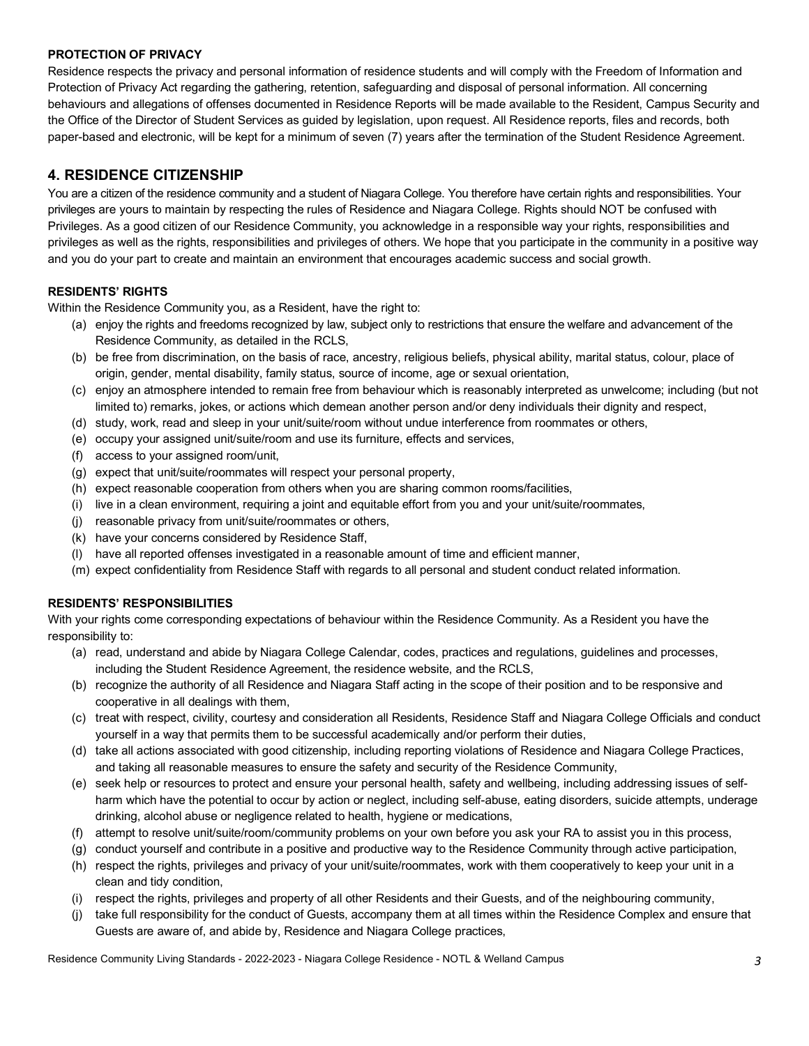**PROTECTION OF PRIVACY**

Residence respects the privacy and personal information of residence students and will comply with the Freedom of Information and Protection of Privacy Act regarding the gathering, retention, safeguarding and disposal of personal information. All concerning behaviours and allegations of offenses documented in Residence Reports will be made available to the Resident, Campus Security and the Office of the Director of Student Services as guided by legislation, upon request. All Residence reports, files and records, both paper-based and electronic, will be kept for a minimum of seven (7) years after the termination of the Student Residence Agreement.

## 4. RESIDENCE CITIZENSHIP

You are a citizen of the residence community and a student of Niagara College. You therefore have certain rights and responsibilities. Your privileges are yours to maintain by respecting the rules of Residence and Niagara College. Rights should NOT be confused with Privileges. As a good citizen of our Residence Community, you acknowledge in a responsible way your rights, responsibilities and privileges as well as the rights, responsibilities and privileges of others. We hope that you participate in the community in a positive way and you do your part to create and maintain an environment that encourages academic success and social growth.

**RESIDENTS' RIGHTS**

Within the Residence Community you, as a Resident, have the right to:

(a) enjoy the rights and freedoms recognized by law, subject only to restrictions that ensure the welfare and advancement of the Residence Community, as detailed in the RCLS,
(b) be free from discrimination, on the basis of race, ancestry, religious beliefs, physical ability, marital status, colour, place of origin, gender, mental disability, family status, source of income, age or sexual orientation,
(c) enjoy an atmosphere intended to remain free from behaviour which is reasonably interpreted as unwelcome; including (but not limited to) remarks, jokes, or actions which demean another person and/or deny individuals their dignity and respect,
(d) study, work, read and sleep in your unit/suite/room without undue interference from roommates or others,
(e) occupy your assigned unit/suite/room and use its furniture, effects and services,
(f) access to your assigned room/unit,
(g) expect that unit/suite/roommates will respect your personal property,
(h) expect reasonable cooperation from others when you are sharing common rooms/facilities,
(i) live in a clean environment, requiring a joint and equitable effort from you and your unit/suite/roommates,
(j) reasonable privacy from unit/suite/roommates or others,
(k) have your concerns considered by Residence Staff,
(l) have all reported offenses investigated in a reasonable amount of time and efficient manner,
(m) expect confidentiality from Residence Staff with regards to all personal and student conduct related information.

**RESIDENTS' RESPONSIBILITIES**

With your rights come corresponding expectations of behaviour within the Residence Community. As a Resident you have the responsibility to:

(a) read, understand and abide by Niagara College Calendar, codes, practices and regulations, guidelines and processes, including the Student Residence Agreement, the residence website, and the RCLS,
(b) recognize the authority of all Residence and Niagara Staff acting in the scope of their position and to be responsive and cooperative in all dealings with them,
(c) treat with respect, civility, courtesy and consideration all Residents, Residence Staff and Niagara College Officials and conduct yourself in a way that permits them to be successful academically and/or perform their duties,
(d) take all actions associated with good citizenship, including reporting violations of Residence and Niagara College Practices, and taking all reasonable measures to ensure the safety and security of the Residence Community,
(e) seek help or resources to protect and ensure your personal health, safety and wellbeing, including addressing issues of self-harm which have the potential to occur by action or neglect, including self-abuse, eating disorders, suicide attempts, underage drinking, alcohol abuse or negligence related to health, hygiene or medications,
(f) attempt to resolve unit/suite/room/community problems on your own before you ask your RA to assist you in this process,
(g) conduct yourself and contribute in a positive and productive way to the Residence Community through active participation,
(h) respect the rights, privileges and privacy of your unit/suite/roommates, work with them cooperatively to keep your unit in a clean and tidy condition,
(i) respect the rights, privileges and property of all other Residents and their Guests, and of the neighbouring community,
(j) take full responsibility for the conduct of Guests, accompany them at all times within the Residence Complex and ensure that Guests are aware of, and abide by, Residence and Niagara College practices,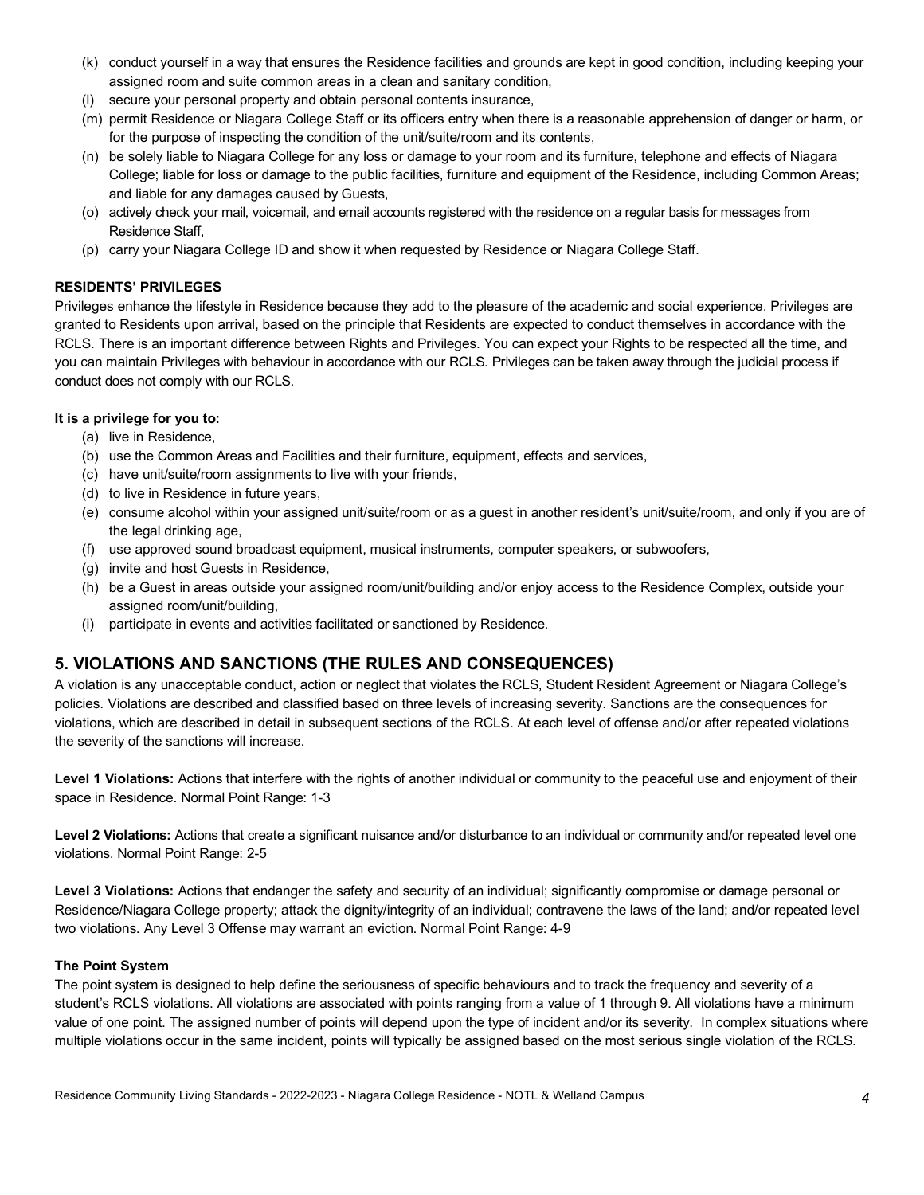(k) conduct yourself in a way that ensures the Residence facilities and grounds are kept in good condition, including keeping your assigned room and suite common areas in a clean and sanitary condition,
(l) secure your personal property and obtain personal contents insurance,
(m) permit Residence or Niagara College Staff or its officers entry when there is a reasonable apprehension of danger or harm, or for the purpose of inspecting the condition of the unit/suite/room and its contents,
(n) be solely liable to Niagara College for any loss or damage to your room and its furniture, telephone and effects of Niagara College; liable for loss or damage to the public facilities, furniture and equipment of the Residence, including Common Areas; and liable for any damages caused by Guests,
(o) actively check your mail, voicemail, and email accounts registered with the residence on a regular basis for messages from Residence Staff,
(p) carry your Niagara College ID and show it when requested by Residence or Niagara College Staff.

**RESIDENTS' PRIVILEGES**

Privileges enhance the lifestyle in Residence because they add to the pleasure of the academic and social experience. Privileges are granted to Residents upon arrival, based on the principle that Residents are expected to conduct themselves in accordance with the RCLS. There is an important difference between Rights and Privileges. You can expect your Rights to be respected all the time, and you can maintain Privileges with behaviour in accordance with our RCLS. Privileges can be taken away through the judicial process if conduct does not comply with our RCLS.

**It is a privilege for you to:**

(a) live in Residence,
(b) use the Common Areas and Facilities and their furniture, equipment, effects and services,
(c) have unit/suite/room assignments to live with your friends,
(d) to live in Residence in future years,
(e) consume alcohol within your assigned unit/suite/room or as a guest in another resident's unit/suite/room, and only if you are of the legal drinking age,
(f) use approved sound broadcast equipment, musical instruments, computer speakers, or subwoofers,
(g) invite and host Guests in Residence,
(h) be a Guest in areas outside your assigned room/unit/building and/or enjoy access to the Residence Complex, outside your assigned room/unit/building,
(i) participate in events and activities facilitated or sanctioned by Residence.

## 5. VIOLATIONS AND SANCTIONS (THE RULES AND CONSEQUENCES)

A violation is any unacceptable conduct, action or neglect that violates the RCLS, Student Resident Agreement or Niagara College's policies. Violations are described and classified based on three levels of increasing severity. Sanctions are the consequences for violations, which are described in detail in subsequent sections of the RCLS. At each level of offense and/or after repeated violations the severity of the sanctions will increase.

**Level 1 Violations:** Actions that interfere with the rights of another individual or community to the peaceful use and enjoyment of their space in Residence. Normal Point Range: 1-3

**Level 2 Violations:** Actions that create a significant nuisance and/or disturbance to an individual or community and/or repeated level one violations. Normal Point Range: 2-5

**Level 3 Violations:** Actions that endanger the safety and security of an individual; significantly compromise or damage personal or Residence/Niagara College property; attack the dignity/integrity of an individual; contravene the laws of the land; and/or repeated level two violations. Any Level 3 Offense may warrant an eviction. Normal Point Range: 4-9

**The Point System**

The point system is designed to help define the seriousness of specific behaviours and to track the frequency and severity of a student's RCLS violations. All violations are associated with points ranging from a value of 1 through 9. All violations have a minimum value of one point. The assigned number of points will depend upon the type of incident and/or its severity. In complex situations where multiple violations occur in the same incident, points will typically be assigned based on the most serious single violation of the RCLS.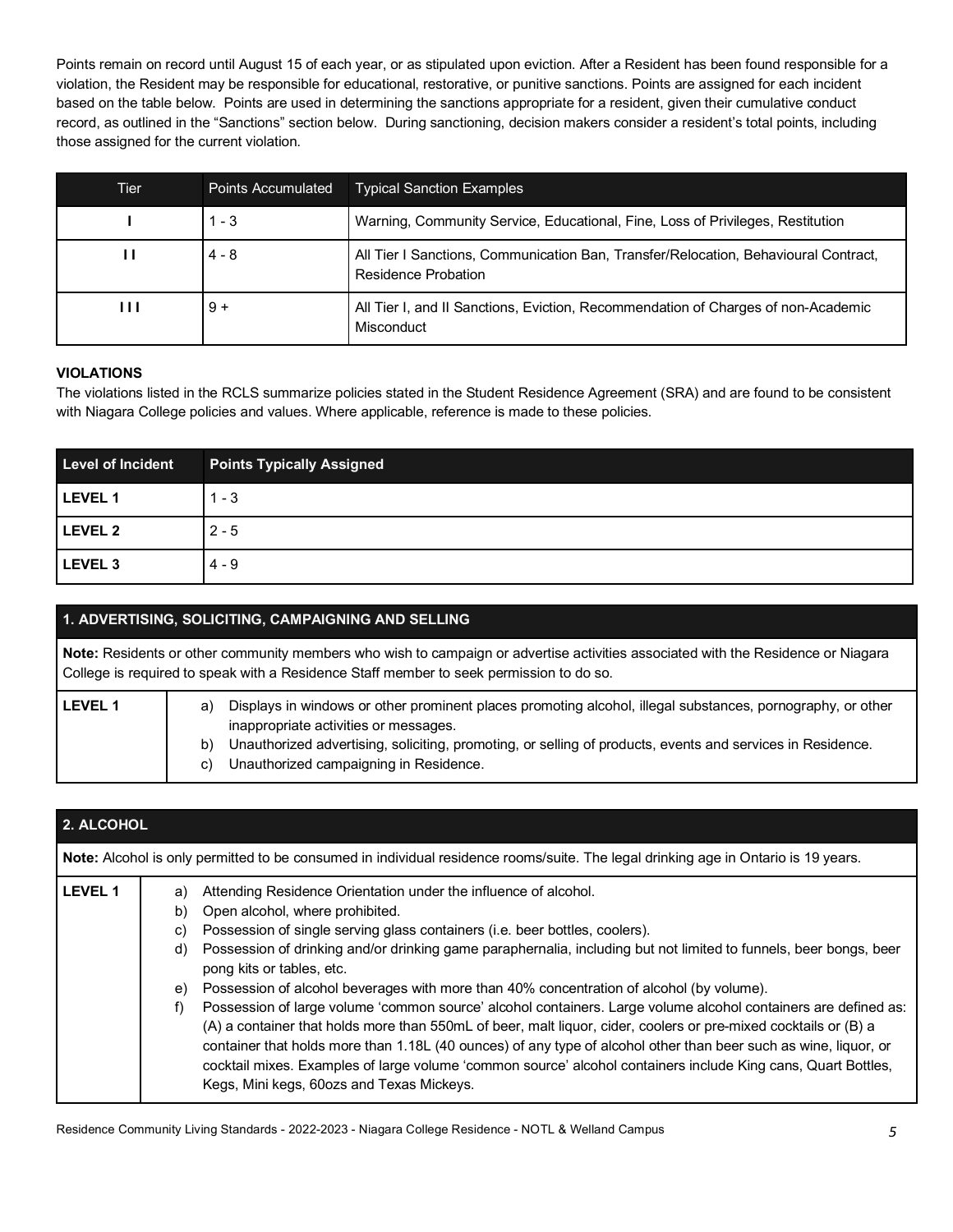Points remain on record until August 15 of each year, or as stipulated upon eviction. After a Resident has been found responsible for a violation, the Resident may be responsible for educational, restorative, or punitive sanctions. Points are assigned for each incident based on the table below. Points are used in determining the sanctions appropriate for a resident, given their cumulative conduct record, as outlined in the "Sanctions" section below. During sanctioning, decision makers consider a resident's total points, including those assigned for the current violation.

| Tier | Points Accumulated | Typical Sanction Examples |
|---|---|---|
| I | 1 - 3 | Warning, Community Service, Educational, Fine, Loss of Privileges, Restitution |
| II | 4 - 8 | All Tier I Sanctions, Communication Ban, Transfer/Relocation, Behavioural Contract, Residence Probation |
| III | 9 + | All Tier I, and II Sanctions, Eviction, Recommendation of Charges of non-Academic Misconduct |

## VIOLATIONS

The violations listed in the RCLS summarize policies stated in the Student Residence Agreement (SRA) and are found to be consistent with Niagara College policies and values. Where applicable, reference is made to these policies.

| Level of Incident | Points Typically Assigned |
|---|---|
| LEVEL 1 | 1 - 3 |
| LEVEL 2 | 2 - 5 |
| LEVEL 3 | 4 - 9 |

### 1. ADVERTISING, SOLICITING, CAMPAIGNING AND SELLING

**Note:** Residents or other community members who wish to campaign or advertise activities associated with the Residence or Niagara College is required to speak with a Residence Staff member to seek permission to do so.

**LEVEL 1**

a) Displays in windows or other prominent places promoting alcohol, illegal substances, pornography, or other inappropriate activities or messages.
b) Unauthorized advertising, soliciting, promoting, or selling of products, events and services in Residence.
c) Unauthorized campaigning in Residence.

### 2. ALCOHOL

**Note:** Alcohol is only permitted to be consumed in individual residence rooms/suite. The legal drinking age in Ontario is 19 years.

**LEVEL 1**

a) Attending Residence Orientation under the influence of alcohol.
b) Open alcohol, where prohibited.
c) Possession of single serving glass containers (i.e. beer bottles, coolers).
d) Possession of drinking and/or drinking game paraphernalia, including but not limited to funnels, beer bongs, beer pong kits or tables, etc.
e) Possession of alcohol beverages with more than 40% concentration of alcohol (by volume).
f) Possession of large volume 'common source' alcohol containers. Large volume alcohol containers are defined as: (A) a container that holds more than 550mL of beer, malt liquor, cider, coolers or pre-mixed cocktails or (B) a container that holds more than 1.18L (40 ounces) of any type of alcohol other than beer such as wine, liquor, or cocktail mixes. Examples of large volume 'common source' alcohol containers include King cans, Quart Bottles, Kegs, Mini kegs, 60ozs and Texas Mickeys.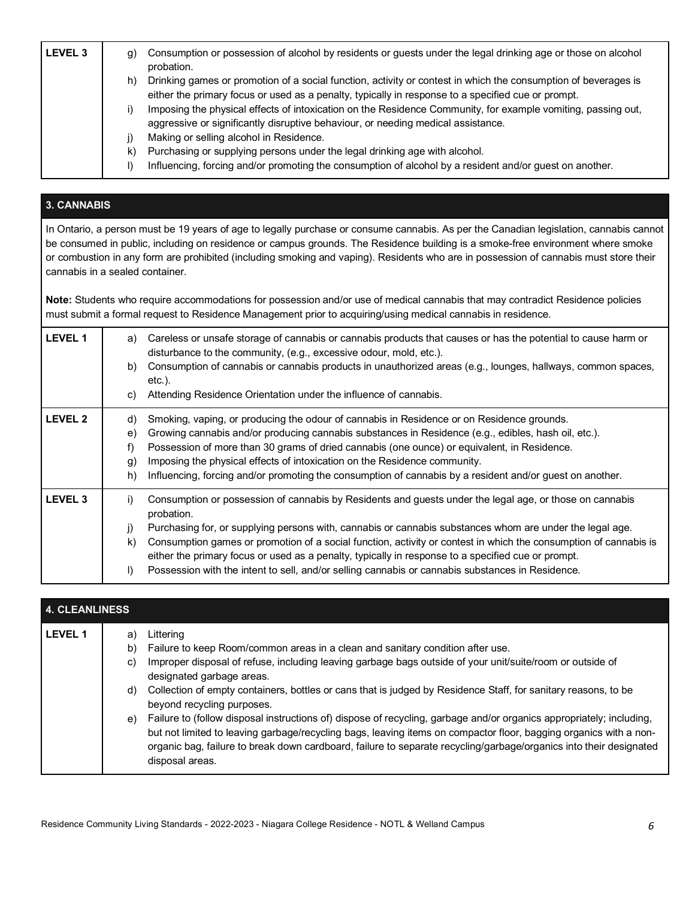| LEVEL 3 | g) Consumption or possession of alcohol by residents or guests under the legal drinking age or those on alcohol probation.<br>h) Drinking games or promotion of a social function, activity or contest in which the consumption of beverages is either the primary focus or used as a penalty, typically in response to a specified cue or prompt.<br>i) Imposing the physical effects of intoxication on the Residence Community, for example vomiting, passing out, aggressive or significantly disruptive behaviour, or needing medical assistance.<br>j) Making or selling alcohol in Residence.<br>k) Purchasing or supplying persons under the legal drinking age with alcohol.<br>l) Influencing, forcing and/or promoting the consumption of alcohol by a resident and/or guest on another. |
|---|---|

## 3. CANNABIS

In Ontario, a person must be 19 years of age to legally purchase or consume cannabis. As per the Canadian legislation, cannabis cannot be consumed in public, including on residence or campus grounds. The Residence building is a smoke-free environment where smoke or combustion in any form are prohibited (including smoking and vaping). Residents who are in possession of cannabis must store their cannabis in a sealed container.

**Note:** Students who require accommodations for possession and/or use of medical cannabis that may contradict Residence policies must submit a formal request to Residence Management prior to acquiring/using medical cannabis in residence.

| Level | Conduct |
|---|---|
| LEVEL 1 | a) Careless or unsafe storage of cannabis or cannabis products that causes or has the potential to cause harm or disturbance to the community, (e.g., excessive odour, mold, etc.).<br>b) Consumption of cannabis or cannabis products in unauthorized areas (e.g., lounges, hallways, common spaces, etc.).<br>c) Attending Residence Orientation under the influence of cannabis. |
| LEVEL 2 | d) Smoking, vaping, or producing the odour of cannabis in Residence or on Residence grounds.<br>e) Growing cannabis and/or producing cannabis substances in Residence (e.g., edibles, hash oil, etc.).<br>f) Possession of more than 30 grams of dried cannabis (one ounce) or equivalent, in Residence.<br>g) Imposing the physical effects of intoxication on the Residence community.<br>h) Influencing, forcing and/or promoting the consumption of cannabis by a resident and/or guest on another. |
| LEVEL 3 | i) Consumption or possession of cannabis by Residents and guests under the legal age, or those on cannabis probation.<br>j) Purchasing for, or supplying persons with, cannabis or cannabis substances whom are under the legal age.<br>k) Consumption games or promotion of a social function, activity or contest in which the consumption of cannabis is either the primary focus or used as a penalty, typically in response to a specified cue or prompt.<br>l) Possession with the intent to sell, and/or selling cannabis or cannabis substances in Residence. |

## 4. CLEANLINESS

| Level | Conduct |
|---|---|
| LEVEL 1 | a) Littering<br>b) Failure to keep Room/common areas in a clean and sanitary condition after use.<br>c) Improper disposal of refuse, including leaving garbage bags outside of your unit/suite/room or outside of designated garbage areas.<br>d) Collection of empty containers, bottles or cans that is judged by Residence Staff, for sanitary reasons, to be beyond recycling purposes.<br>e) Failure to (follow disposal instructions of) dispose of recycling, garbage and/or organics appropriately; including, but not limited to leaving garbage/recycling bags, leaving items on compactor floor, bagging organics with a non-organic bag, failure to break down cardboard, failure to separate recycling/garbage/organics into their designated disposal areas. |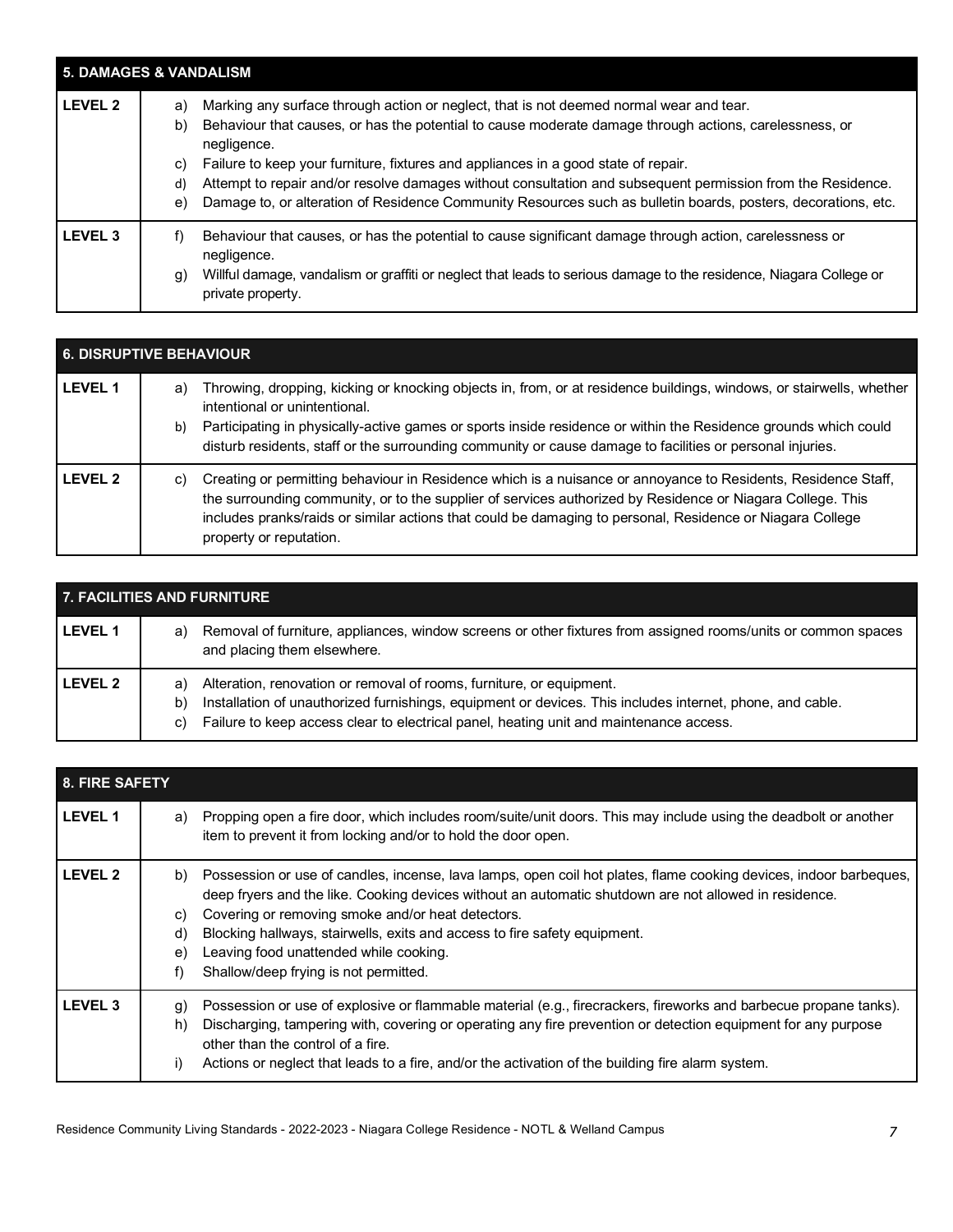| 5. DAMAGES & VANDALISM | |
|---|---|
| LEVEL 2 | a) Marking any surface through action or neglect, that is not deemed normal wear and tear.<br>b) Behaviour that causes, or has the potential to cause moderate damage through actions, carelessness, or negligence.<br>c) Failure to keep your furniture, fixtures and appliances in a good state of repair.<br>d) Attempt to repair and/or resolve damages without consultation and subsequent permission from the Residence.<br>e) Damage to, or alteration of Residence Community Resources such as bulletin boards, posters, decorations, etc. |
| LEVEL 3 | f) Behaviour that causes, or has the potential to cause significant damage through action, carelessness or negligence.<br>g) Willful damage, vandalism or graffiti or neglect that leads to serious damage to the residence, Niagara College or private property. |

| 6. DISRUPTIVE BEHAVIOUR | |
|---|---|
| LEVEL 1 | a) Throwing, dropping, kicking or knocking objects in, from, or at residence buildings, windows, or stairwells, whether intentional or unintentional.<br>b) Participating in physically-active games or sports inside residence or within the Residence grounds which could disturb residents, staff or the surrounding community or cause damage to facilities or personal injuries. |
| LEVEL 2 | c) Creating or permitting behaviour in Residence which is a nuisance or annoyance to Residents, Residence Staff, the surrounding community, or to the supplier of services authorized by Residence or Niagara College. This includes pranks/raids or similar actions that could be damaging to personal, Residence or Niagara College property or reputation. |

| 7. FACILITIES AND FURNITURE | |
|---|---|
| LEVEL 1 | a) Removal of furniture, appliances, window screens or other fixtures from assigned rooms/units or common spaces and placing them elsewhere. |
| LEVEL 2 | a) Alteration, renovation or removal of rooms, furniture, or equipment.<br>b) Installation of unauthorized furnishings, equipment or devices. This includes internet, phone, and cable.<br>c) Failure to keep access clear to electrical panel, heating unit and maintenance access. |

| 8. FIRE SAFETY | |
|---|---|
| LEVEL 1 | a) Propping open a fire door, which includes room/suite/unit doors. This may include using the deadbolt or another item to prevent it from locking and/or to hold the door open. |
| LEVEL 2 | b) Possession or use of candles, incense, lava lamps, open coil hot plates, flame cooking devices, indoor barbeques, deep fryers and the like. Cooking devices without an automatic shutdown are not allowed in residence.<br>c) Covering or removing smoke and/or heat detectors.<br>d) Blocking hallways, stairwells, exits and access to fire safety equipment.<br>e) Leaving food unattended while cooking.<br>f) Shallow/deep frying is not permitted. |
| LEVEL 3 | g) Possession or use of explosive or flammable material (e.g., firecrackers, fireworks and barbecue propane tanks).<br>h) Discharging, tampering with, covering or operating any fire prevention or detection equipment for any purpose other than the control of a fire.<br>i) Actions or neglect that leads to a fire, and/or the activation of the building fire alarm system. |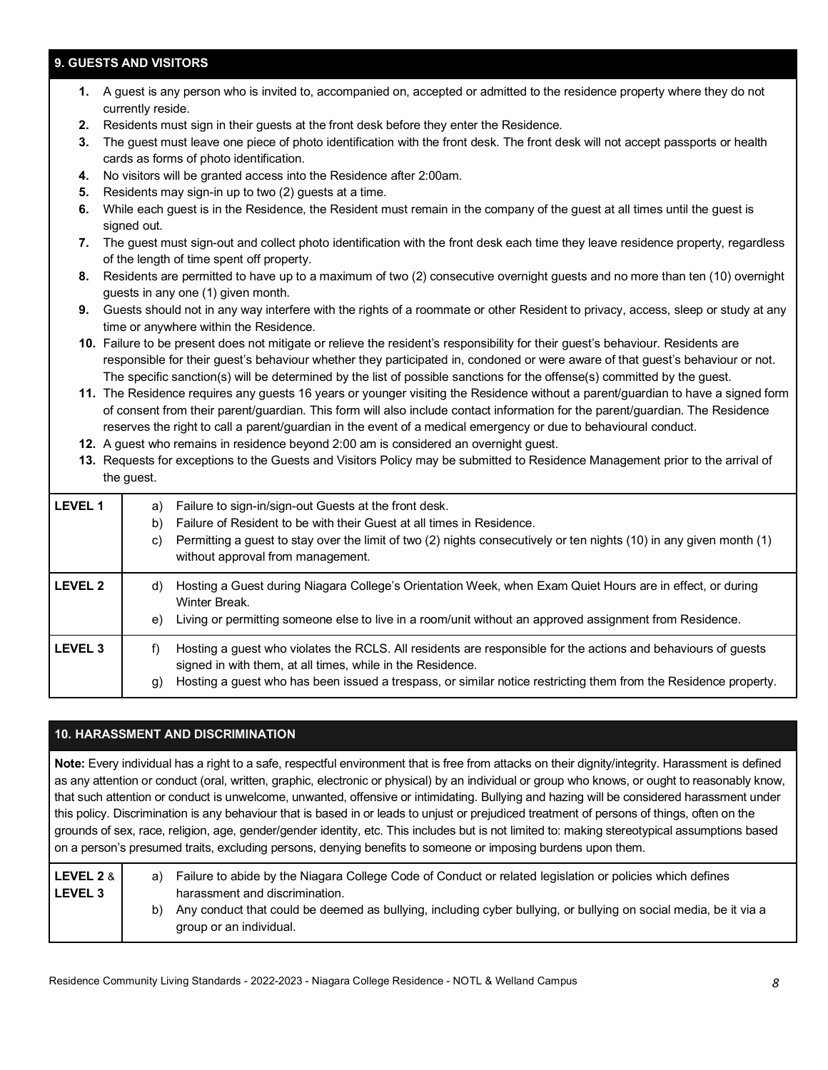## 9. GUESTS AND VISITORS

1. A guest is any person who is invited to, accompanied on, accepted or admitted to the residence property where they do not currently reside.
2. Residents must sign in their guests at the front desk before they enter the Residence.
3. The guest must leave one piece of photo identification with the front desk. The front desk will not accept passports or health cards as forms of photo identification.
4. No visitors will be granted access into the Residence after 2:00am.
5. Residents may sign-in up to two (2) guests at a time.
6. While each guest is in the Residence, the Resident must remain in the company of the guest at all times until the guest is signed out.
7. The guest must sign-out and collect photo identification with the front desk each time they leave residence property, regardless of the length of time spent off property.
8. Residents are permitted to have up to a maximum of two (2) consecutive overnight guests and no more than ten (10) overnight guests in any one (1) given month.
9. Guests should not in any way interfere with the rights of a roommate or other Resident to privacy, access, sleep or study at any time or anywhere within the Residence.
10. Failure to be present does not mitigate or relieve the resident's responsibility for their guest's behaviour. Residents are responsible for their guest's behaviour whether they participated in, condoned or were aware of that guest's behaviour or not. The specific sanction(s) will be determined by the list of possible sanctions for the offense(s) committed by the guest.
11. The Residence requires any guests 16 years or younger visiting the Residence without a parent/guardian to have a signed form of consent from their parent/guardian. This form will also include contact information for the parent/guardian. The Residence reserves the right to call a parent/guardian in the event of a medical emergency or due to behavioural conduct.
12. A guest who remains in residence beyond 2:00 am is considered an overnight guest.
13. Requests for exceptions to the Guests and Visitors Policy may be submitted to Residence Management prior to the arrival of the guest.

| | |
|---|---|
| **LEVEL 1** | a) Failure to sign-in/sign-out Guests at the front desk.<br>b) Failure of Resident to be with their Guest at all times in Residence.<br>c) Permitting a guest to stay over the limit of two (2) nights consecutively or ten nights (10) in any given month (1) without approval from management. |
| **LEVEL 2** | d) Hosting a Guest during Niagara College's Orientation Week, when Exam Quiet Hours are in effect, or during Winter Break.<br>e) Living or permitting someone else to live in a room/unit without an approved assignment from Residence. |
| **LEVEL 3** | f) Hosting a guest who violates the RCLS. All residents are responsible for the actions and behaviours of guests signed in with them, at all times, while in the Residence.<br>g) Hosting a guest who has been issued a trespass, or similar notice restricting them from the Residence property. |

## 10. HARASSMENT AND DISCRIMINATION

**Note:** Every individual has a right to a safe, respectful environment that is free from attacks on their dignity/integrity. Harassment is defined as any attention or conduct (oral, written, graphic, electronic or physical) by an individual or group who knows, or ought to reasonably know, that such attention or conduct is unwelcome, unwanted, offensive or intimidating. Bullying and hazing will be considered harassment under this policy. Discrimination is any behaviour that is based in or leads to unjust or prejudiced treatment of persons of things, often on the grounds of sex, race, religion, age, gender/gender identity, etc. This includes but is not limited to: making stereotypical assumptions based on a person's presumed traits, excluding persons, denying benefits to someone or imposing burdens upon them.

| | |
|---|---|
| **LEVEL 2** & **LEVEL 3** | a) Failure to abide by the Niagara College Code of Conduct or related legislation or policies which defines harassment and discrimination.<br>b) Any conduct that could be deemed as bullying, including cyber bullying, or bullying on social media, be it via a group or an individual. |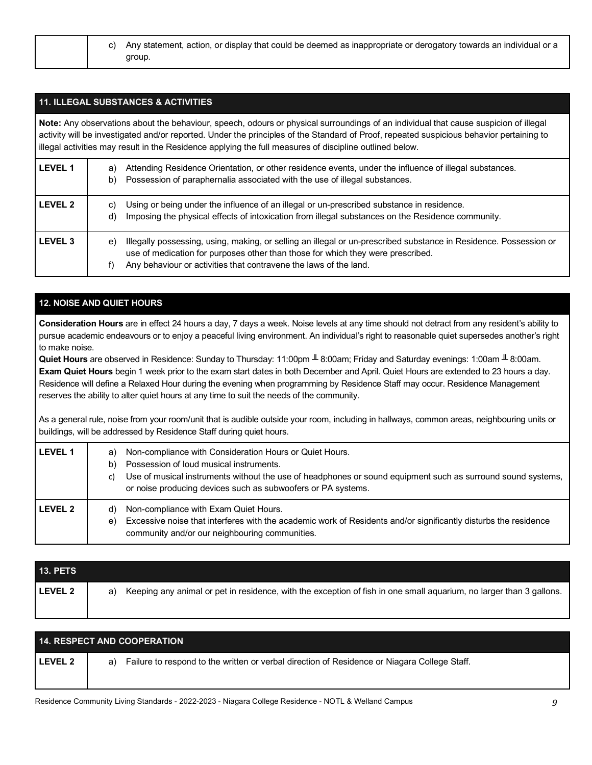| | |
|---|---|
| | c) Any statement, action, or display that could be deemed as inappropriate or derogatory towards an individual or a group. |

## 11. ILLEGAL SUBSTANCES & ACTIVITIES

**Note:** Any observations about the behaviour, speech, odours or physical surroundings of an individual that cause suspicion of illegal activity will be investigated and/or reported. Under the principles of the Standard of Proof, repeated suspicious behavior pertaining to illegal activities may result in the Residence applying the full measures of discipline outlined below.

| Level | Standard |
|---|---|
| **LEVEL 1** | a) Attending Residence Orientation, or other residence events, under the influence of illegal substances.<br>b) Possession of paraphernalia associated with the use of illegal substances. |
| **LEVEL 2** | c) Using or being under the influence of an illegal or un-prescribed substance in residence.<br>d) Imposing the physical effects of intoxication from illegal substances on the Residence community. |
| **LEVEL 3** | e) Illegally possessing, using, making, or selling an illegal or un-prescribed substance in Residence. Possession or use of medication for purposes other than those for which they were prescribed.<br>f) Any behaviour or activities that contravene the laws of the land. |

## 12. NOISE AND QUIET HOURS

**Consideration Hours** are in effect 24 hours a day, 7 days a week. Noise levels at any time should not detract from any resident's ability to pursue academic endeavours or to enjoy a peaceful living environment. An individual's right to reasonable quiet supersedes another's right to make noise.

**Quiet Hours** are observed in Residence: Sunday to Thursday: 11:00pm – 8:00am; Friday and Saturday evenings: 1:00am – 8:00am.

**Exam Quiet Hours** begin 1 week prior to the exam start dates in both December and April. Quiet Hours are extended to 23 hours a day. Residence will define a Relaxed Hour during the evening when programming by Residence Staff may occur. Residence Management reserves the ability to alter quiet hours at any time to suit the needs of the community.

As a general rule, noise from your room/unit that is audible outside your room, including in hallways, common areas, neighbouring units or buildings, will be addressed by Residence Staff during quiet hours.

| Level | Standard |
|---|---|
| **LEVEL 1** | a) Non-compliance with Consideration Hours or Quiet Hours.<br>b) Possession of loud musical instruments.<br>c) Use of musical instruments without the use of headphones or sound equipment such as surround sound systems, or noise producing devices such as subwoofers or PA systems. |
| **LEVEL 2** | d) Non-compliance with Exam Quiet Hours.<br>e) Excessive noise that interferes with the academic work of Residents and/or significantly disturbs the residence community and/or our neighbouring communities. |

## 13. PETS

| Level | Standard |
|---|---|
| **LEVEL 2** | a) Keeping any animal or pet in residence, with the exception of fish in one small aquarium, no larger than 3 gallons. |

## 14. RESPECT AND COOPERATION

| Level | Standard |
|---|---|
| **LEVEL 2** | a) Failure to respond to the written or verbal direction of Residence or Niagara College Staff. |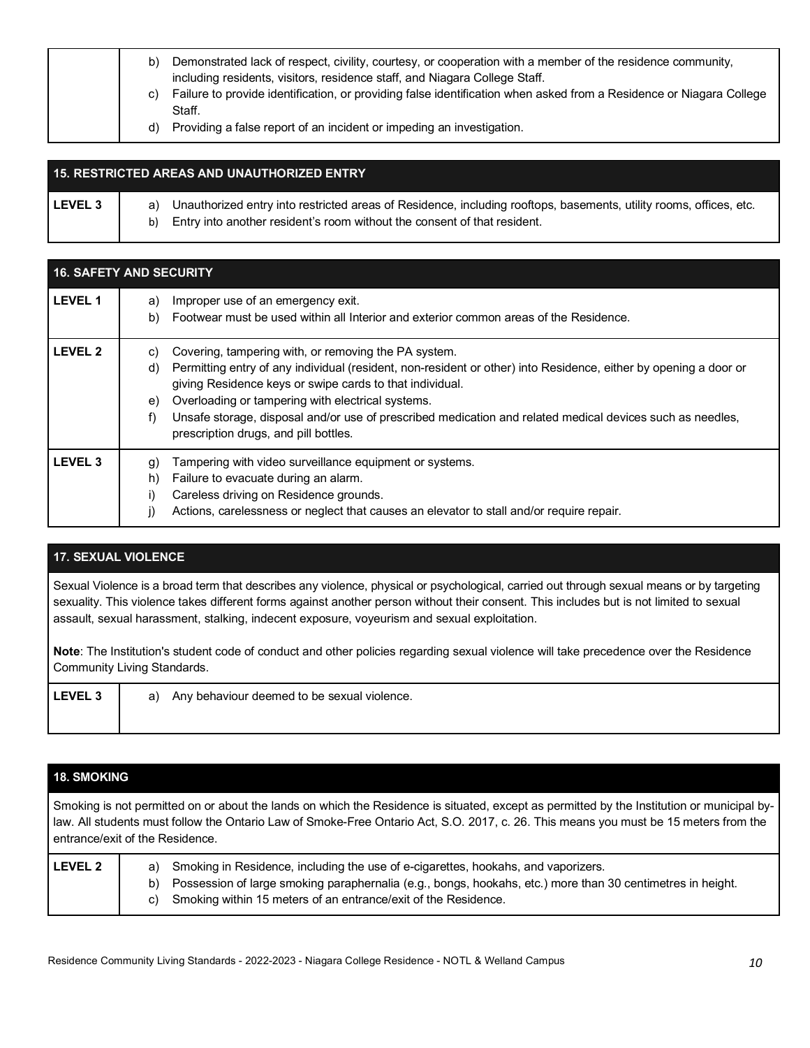| | |
|---|---|
| | b) Demonstrated lack of respect, civility, courtesy, or cooperation with a member of the residence community, including residents, visitors, residence staff, and Niagara College Staff.<br>c) Failure to provide identification, or providing false identification when asked from a Residence or Niagara College Staff.<br>d) Providing a false report of an incident or impeding an investigation. |

| 15. RESTRICTED AREAS AND UNAUTHORIZED ENTRY | |
|---|---|
| LEVEL 3 | a) Unauthorized entry into restricted areas of Residence, including rooftops, basements, utility rooms, offices, etc.<br>b) Entry into another resident's room without the consent of that resident. |

| 16. SAFETY AND SECURITY | |
|---|---|
| LEVEL 1 | a) Improper use of an emergency exit.<br>b) Footwear must be used within all Interior and exterior common areas of the Residence. |
| LEVEL 2 | c) Covering, tampering with, or removing the PA system.<br>d) Permitting entry of any individual (resident, non-resident or other) into Residence, either by opening a door or giving Residence keys or swipe cards to that individual.<br>e) Overloading or tampering with electrical systems.<br>f) Unsafe storage, disposal and/or use of prescribed medication and related medical devices such as needles, prescription drugs, and pill bottles. |
| LEVEL 3 | g) Tampering with video surveillance equipment or systems.<br>h) Failure to evacuate during an alarm.<br>i) Careless driving on Residence grounds.<br>j) Actions, carelessness or neglect that causes an elevator to stall and/or require repair. |

## 17. SEXUAL VIOLENCE

Sexual Violence is a broad term that describes any violence, physical or psychological, carried out through sexual means or by targeting sexuality. This violence takes different forms against another person without their consent. This includes but is not limited to sexual assault, sexual harassment, stalking, indecent exposure, voyeurism and sexual exploitation.

**Note**: The Institution's student code of conduct and other policies regarding sexual violence will take precedence over the Residence Community Living Standards.

| | |
|---|---|
| LEVEL 3 | a) Any behaviour deemed to be sexual violence. |

## 18. SMOKING

Smoking is not permitted on or about the lands on which the Residence is situated, except as permitted by the Institution or municipal by-law. All students must follow the Ontario Law of Smoke-Free Ontario Act, S.O. 2017, c. 26. This means you must be 15 meters from the entrance/exit of the Residence.

| | |
|---|---|
| LEVEL 2 | a) Smoking in Residence, including the use of e-cigarettes, hookahs, and vaporizers.<br>b) Possession of large smoking paraphernalia (e.g., bongs, hookahs, etc.) more than 30 centimetres in height.<br>c) Smoking within 15 meters of an entrance/exit of the Residence. |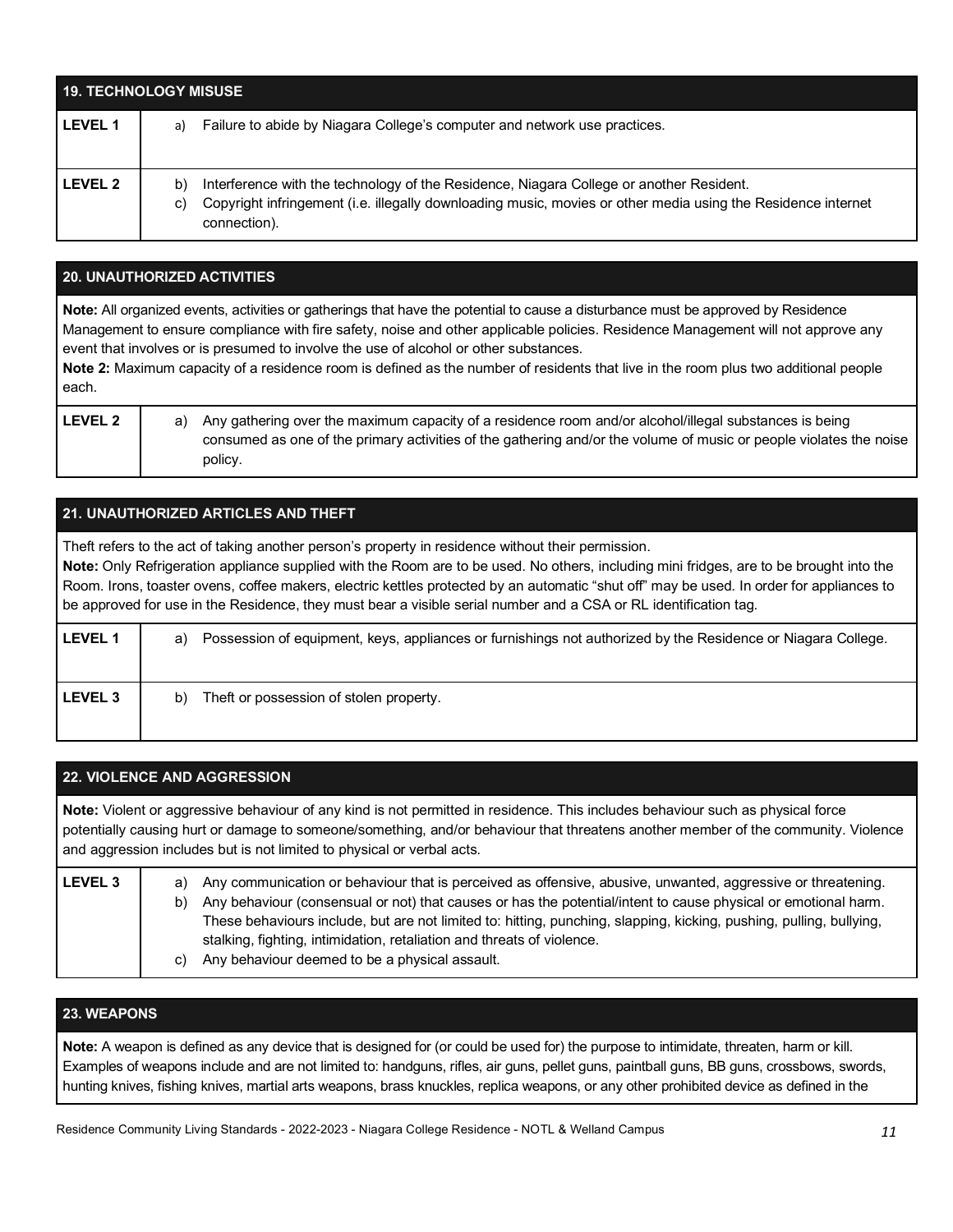## 19. TECHNOLOGY MISUSE

| | |
|---|---|
| **LEVEL 1** | a) Failure to abide by Niagara College's computer and network use practices. |
| **LEVEL 2** | b) Interference with the technology of the Residence, Niagara College or another Resident.<br>c) Copyright infringement (i.e. illegally downloading music, movies or other media using the Residence internet connection). |

## 20. UNAUTHORIZED ACTIVITIES

**Note:** All organized events, activities or gatherings that have the potential to cause a disturbance must be approved by Residence Management to ensure compliance with fire safety, noise and other applicable policies. Residence Management will not approve any event that involves or is presumed to involve the use of alcohol or other substances.
**Note 2:** Maximum capacity of a residence room is defined as the number of residents that live in the room plus two additional people each.

| | |
|---|---|
| **LEVEL 2** | a) Any gathering over the maximum capacity of a residence room and/or alcohol/illegal substances is being consumed as one of the primary activities of the gathering and/or the volume of music or people violates the noise policy. |

## 21. UNAUTHORIZED ARTICLES AND THEFT

Theft refers to the act of taking another person's property in residence without their permission.
**Note:** Only Refrigeration appliance supplied with the Room are to be used. No others, including mini fridges, are to be brought into the Room. Irons, toaster ovens, coffee makers, electric kettles protected by an automatic "shut off" may be used. In order for appliances to be approved for use in the Residence, they must bear a visible serial number and a CSA or RL identification tag.

| | |
|---|---|
| **LEVEL 1** | a) Possession of equipment, keys, appliances or furnishings not authorized by the Residence or Niagara College. |
| **LEVEL 3** | b) Theft or possession of stolen property. |

## 22. VIOLENCE AND AGGRESSION

**Note:** Violent or aggressive behaviour of any kind is not permitted in residence. This includes behaviour such as physical force potentially causing hurt or damage to someone/something, and/or behaviour that threatens another member of the community. Violence and aggression includes but is not limited to physical or verbal acts.

| | |
|---|---|
| **LEVEL 3** | a) Any communication or behaviour that is perceived as offensive, abusive, unwanted, aggressive or threatening.<br>b) Any behaviour (consensual or not) that causes or has the potential/intent to cause physical or emotional harm. These behaviours include, but are not limited to: hitting, punching, slapping, kicking, pushing, pulling, bullying, stalking, fighting, intimidation, retaliation and threats of violence.<br>c) Any behaviour deemed to be a physical assault. |

## 23. WEAPONS

**Note:** A weapon is defined as any device that is designed for (or could be used for) the purpose to intimidate, threaten, harm or kill. Examples of weapons include and are not limited to: handguns, rifles, air guns, pellet guns, paintball guns, BB guns, crossbows, swords, hunting knives, fishing knives, martial arts weapons, brass knuckles, replica weapons, or any other prohibited device as defined in the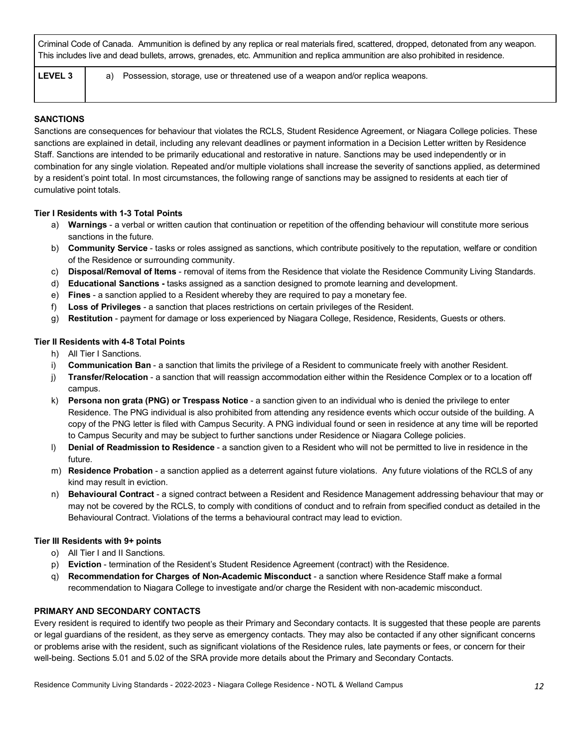| Criminal Code of Canada. Ammunition is defined by any replica or real materials fired, scattered, dropped, detonated from any weapon. This includes live and dead bullets, arrows, grenades, etc. Ammunition and replica ammunition are also prohibited in residence. | |
|---|---|
| **LEVEL 3** | a) Possession, storage, use or threatened use of a weapon and/or replica weapons. |

**SANCTIONS**

Sanctions are consequences for behaviour that violates the RCLS, Student Residence Agreement, or Niagara College policies. These sanctions are explained in detail, including any relevant deadlines or payment information in a Decision Letter written by Residence Staff. Sanctions are intended to be primarily educational and restorative in nature. Sanctions may be used independently or in combination for any single violation. Repeated and/or multiple violations shall increase the severity of sanctions applied, as determined by a resident's point total. In most circumstances, the following range of sanctions may be assigned to residents at each tier of cumulative point totals.

**Tier I Residents with 1-3 Total Points**

a) **Warnings** - a verbal or written caution that continuation or repetition of the offending behaviour will constitute more serious sanctions in the future.
b) **Community Service** - tasks or roles assigned as sanctions, which contribute positively to the reputation, welfare or condition of the Residence or surrounding community.
c) **Disposal/Removal of Items** - removal of items from the Residence that violate the Residence Community Living Standards.
d) **Educational Sanctions -** tasks assigned as a sanction designed to promote learning and development.
e) **Fines** - a sanction applied to a Resident whereby they are required to pay a monetary fee.
f) **Loss of Privileges** - a sanction that places restrictions on certain privileges of the Resident.
g) **Restitution** - payment for damage or loss experienced by Niagara College, Residence, Residents, Guests or others.

**Tier II Residents with 4-8 Total Points**

h) All Tier I Sanctions.
i) **Communication Ban** - a sanction that limits the privilege of a Resident to communicate freely with another Resident.
j) **Transfer/Relocation** - a sanction that will reassign accommodation either within the Residence Complex or to a location off campus.
k) **Persona non grata (PNG) or Trespass Notice** - a sanction given to an individual who is denied the privilege to enter Residence. The PNG individual is also prohibited from attending any residence events which occur outside of the building. A copy of the PNG letter is filed with Campus Security. A PNG individual found or seen in residence at any time will be reported to Campus Security and may be subject to further sanctions under Residence or Niagara College policies.
l) **Denial of Readmission to Residence** - a sanction given to a Resident who will not be permitted to live in residence in the future.
m) **Residence Probation** - a sanction applied as a deterrent against future violations. Any future violations of the RCLS of any kind may result in eviction.
n) **Behavioural Contract** - a signed contract between a Resident and Residence Management addressing behaviour that may or may not be covered by the RCLS, to comply with conditions of conduct and to refrain from specified conduct as detailed in the Behavioural Contract. Violations of the terms a behavioural contract may lead to eviction.

**Tier III Residents with 9+ points**

o) All Tier I and II Sanctions.
p) **Eviction** - termination of the Resident's Student Residence Agreement (contract) with the Residence.
q) **Recommendation for Charges of Non-Academic Misconduct** - a sanction where Residence Staff make a formal recommendation to Niagara College to investigate and/or charge the Resident with non-academic misconduct.

**PRIMARY AND SECONDARY CONTACTS**

Every resident is required to identify two people as their Primary and Secondary contacts. It is suggested that these people are parents or legal guardians of the resident, as they serve as emergency contacts. They may also be contacted if any other significant concerns or problems arise with the resident, such as significant violations of the Residence rules, late payments or fees, or concern for their well-being. Sections 5.01 and 5.02 of the SRA provide more details about the Primary and Secondary Contacts.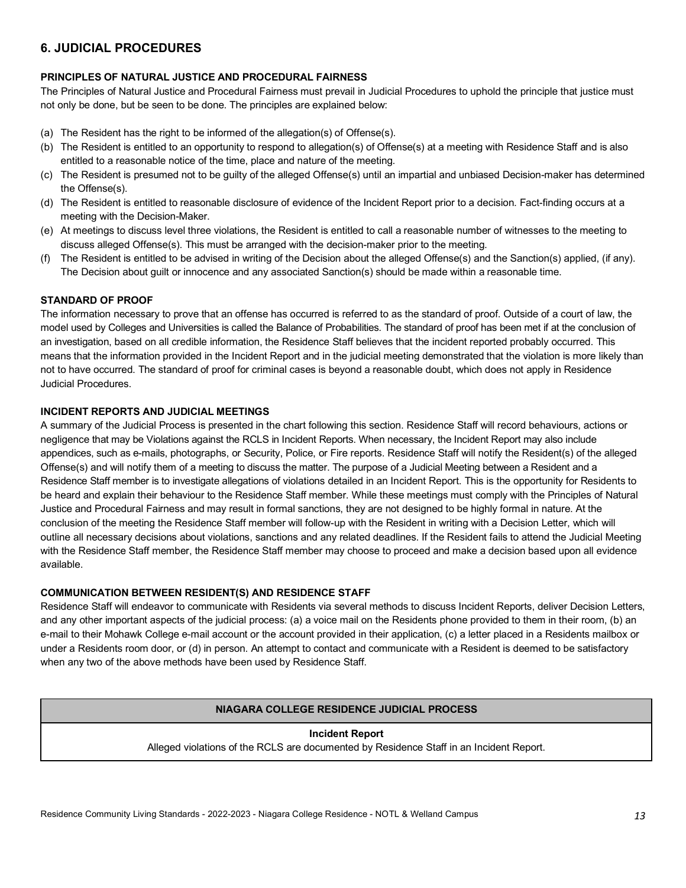## 6. JUDICIAL PROCEDURES

### PRINCIPLES OF NATURAL JUSTICE AND PROCEDURAL FAIRNESS

The Principles of Natural Justice and Procedural Fairness must prevail in Judicial Procedures to uphold the principle that justice must not only be done, but be seen to be done. The principles are explained below:

(a) The Resident has the right to be informed of the allegation(s) of Offense(s).
(b) The Resident is entitled to an opportunity to respond to allegation(s) of Offense(s) at a meeting with Residence Staff and is also entitled to a reasonable notice of the time, place and nature of the meeting.
(c) The Resident is presumed not to be guilty of the alleged Offense(s) until an impartial and unbiased Decision-maker has determined the Offense(s).
(d) The Resident is entitled to reasonable disclosure of evidence of the Incident Report prior to a decision. Fact-finding occurs at a meeting with the Decision-Maker.
(e) At meetings to discuss level three violations, the Resident is entitled to call a reasonable number of witnesses to the meeting to discuss alleged Offense(s). This must be arranged with the decision-maker prior to the meeting.
(f) The Resident is entitled to be advised in writing of the Decision about the alleged Offense(s) and the Sanction(s) applied, (if any). The Decision about guilt or innocence and any associated Sanction(s) should be made within a reasonable time.

### STANDARD OF PROOF

The information necessary to prove that an offense has occurred is referred to as the standard of proof. Outside of a court of law, the model used by Colleges and Universities is called the Balance of Probabilities. The standard of proof has been met if at the conclusion of an investigation, based on all credible information, the Residence Staff believes that the incident reported probably occurred. This means that the information provided in the Incident Report and in the judicial meeting demonstrated that the violation is more likely than not to have occurred. The standard of proof for criminal cases is beyond a reasonable doubt, which does not apply in Residence Judicial Procedures.

### INCIDENT REPORTS AND JUDICIAL MEETINGS

A summary of the Judicial Process is presented in the chart following this section. Residence Staff will record behaviours, actions or negligence that may be Violations against the RCLS in Incident Reports. When necessary, the Incident Report may also include appendices, such as e-mails, photographs, or Security, Police, or Fire reports. Residence Staff will notify the Resident(s) of the alleged Offense(s) and will notify them of a meeting to discuss the matter. The purpose of a Judicial Meeting between a Resident and a Residence Staff member is to investigate allegations of violations detailed in an Incident Report. This is the opportunity for Residents to be heard and explain their behaviour to the Residence Staff member. While these meetings must comply with the Principles of Natural Justice and Procedural Fairness and may result in formal sanctions, they are not designed to be highly formal in nature. At the conclusion of the meeting the Residence Staff member will follow-up with the Resident in writing with a Decision Letter, which will outline all necessary decisions about violations, sanctions and any related deadlines. If the Resident fails to attend the Judicial Meeting with the Residence Staff member, the Residence Staff member may choose to proceed and make a decision based upon all evidence available.

### COMMUNICATION BETWEEN RESIDENT(S) AND RESIDENCE STAFF

Residence Staff will endeavor to communicate with Residents via several methods to discuss Incident Reports, deliver Decision Letters, and any other important aspects of the judicial process: (a) a voice mail on the Residents phone provided to them in their room, (b) an e-mail to their Mohawk College e-mail account or the account provided in their application, (c) a letter placed in a Residents mailbox or under a Residents room door, or (d) in person. An attempt to contact and communicate with a Resident is deemed to be satisfactory when any two of the above methods have been used by Residence Staff.

| NIAGARA COLLEGE RESIDENCE JUDICIAL PROCESS |
|---|
| **Incident Report**<br>Alleged violations of the RCLS are documented by Residence Staff in an Incident Report. |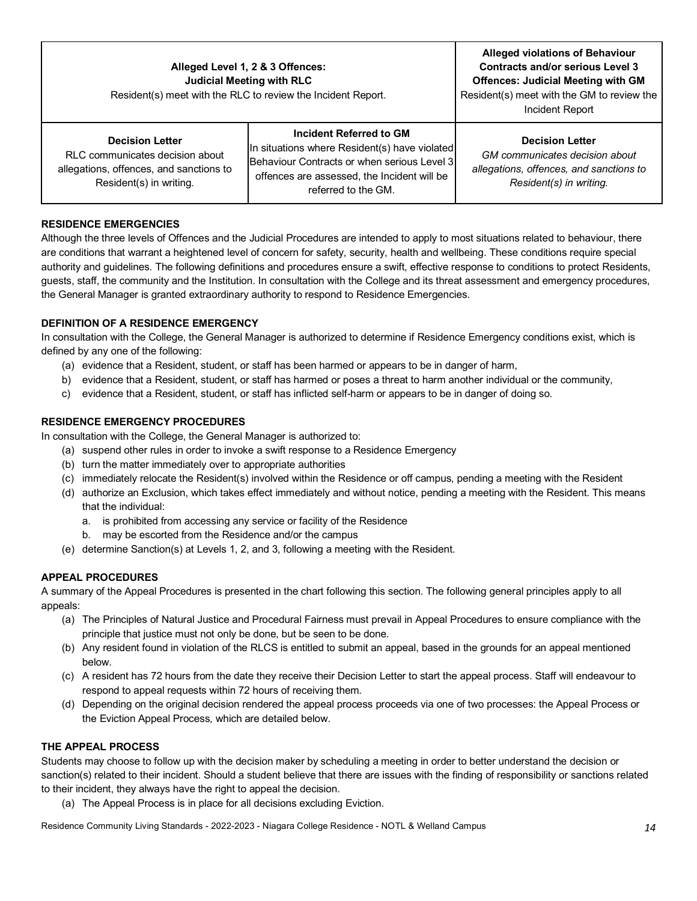| **Alleged Level 1, 2 & 3 Offences: Judicial Meeting with RLC** Resident(s) meet with the RLC to review the Incident Report. | | **Alleged violations of Behaviour Contracts and/or serious Level 3 Offences: Judicial Meeting with GM** Resident(s) meet with the GM to review the Incident Report |
|---|---|---|
| **Decision Letter** RLC communicates decision about allegations, offences, and sanctions to Resident(s) in writing. | **Incident Referred to GM** In situations where Resident(s) have violated Behaviour Contracts or when serious Level 3 offences are assessed, the Incident will be referred to the GM. | **Decision Letter** *GM communicates decision about allegations, offences, and sanctions to Resident(s) in writing.* |

**RESIDENCE EMERGENCIES**

Although the three levels of Offences and the Judicial Procedures are intended to apply to most situations related to behaviour, there are conditions that warrant a heightened level of concern for safety, security, health and wellbeing. These conditions require special authority and guidelines. The following definitions and procedures ensure a swift, effective response to conditions to protect Residents, guests, staff, the community and the Institution. In consultation with the College and its threat assessment and emergency procedures, the General Manager is granted extraordinary authority to respond to Residence Emergencies.

**DEFINITION OF A RESIDENCE EMERGENCY**

In consultation with the College, the General Manager is authorized to determine if Residence Emergency conditions exist, which is defined by any one of the following:

(a) evidence that a Resident, student, or staff has been harmed or appears to be in danger of harm,

b) evidence that a Resident, student, or staff has harmed or poses a threat to harm another individual or the community,

c) evidence that a Resident, student, or staff has inflicted self-harm or appears to be in danger of doing so.

**RESIDENCE EMERGENCY PROCEDURES**

In consultation with the College, the General Manager is authorized to:

(a) suspend other rules in order to invoke a swift response to a Residence Emergency

(b) turn the matter immediately over to appropriate authorities

(c) immediately relocate the Resident(s) involved within the Residence or off campus, pending a meeting with the Resident

(d) authorize an Exclusion, which takes effect immediately and without notice, pending a meeting with the Resident. This means that the individual:

   a. is prohibited from accessing any service or facility of the Residence

   b. may be escorted from the Residence and/or the campus

(e) determine Sanction(s) at Levels 1, 2, and 3, following a meeting with the Resident.

**APPEAL PROCEDURES**

A summary of the Appeal Procedures is presented in the chart following this section. The following general principles apply to all appeals:

(a) The Principles of Natural Justice and Procedural Fairness must prevail in Appeal Procedures to ensure compliance with the principle that justice must not only be done, but be seen to be done.

(b) Any resident found in violation of the RLCS is entitled to submit an appeal, based in the grounds for an appeal mentioned below.

(c) A resident has 72 hours from the date they receive their Decision Letter to start the appeal process. Staff will endeavour to respond to appeal requests within 72 hours of receiving them.

(d) Depending on the original decision rendered the appeal process proceeds via one of two processes: the Appeal Process or the Eviction Appeal Process, which are detailed below.

**THE APPEAL PROCESS**

Students may choose to follow up with the decision maker by scheduling a meeting in order to better understand the decision or sanction(s) related to their incident. Should a student believe that there are issues with the finding of responsibility or sanctions related to their incident, they always have the right to appeal the decision.

(a) The Appeal Process is in place for all decisions excluding Eviction.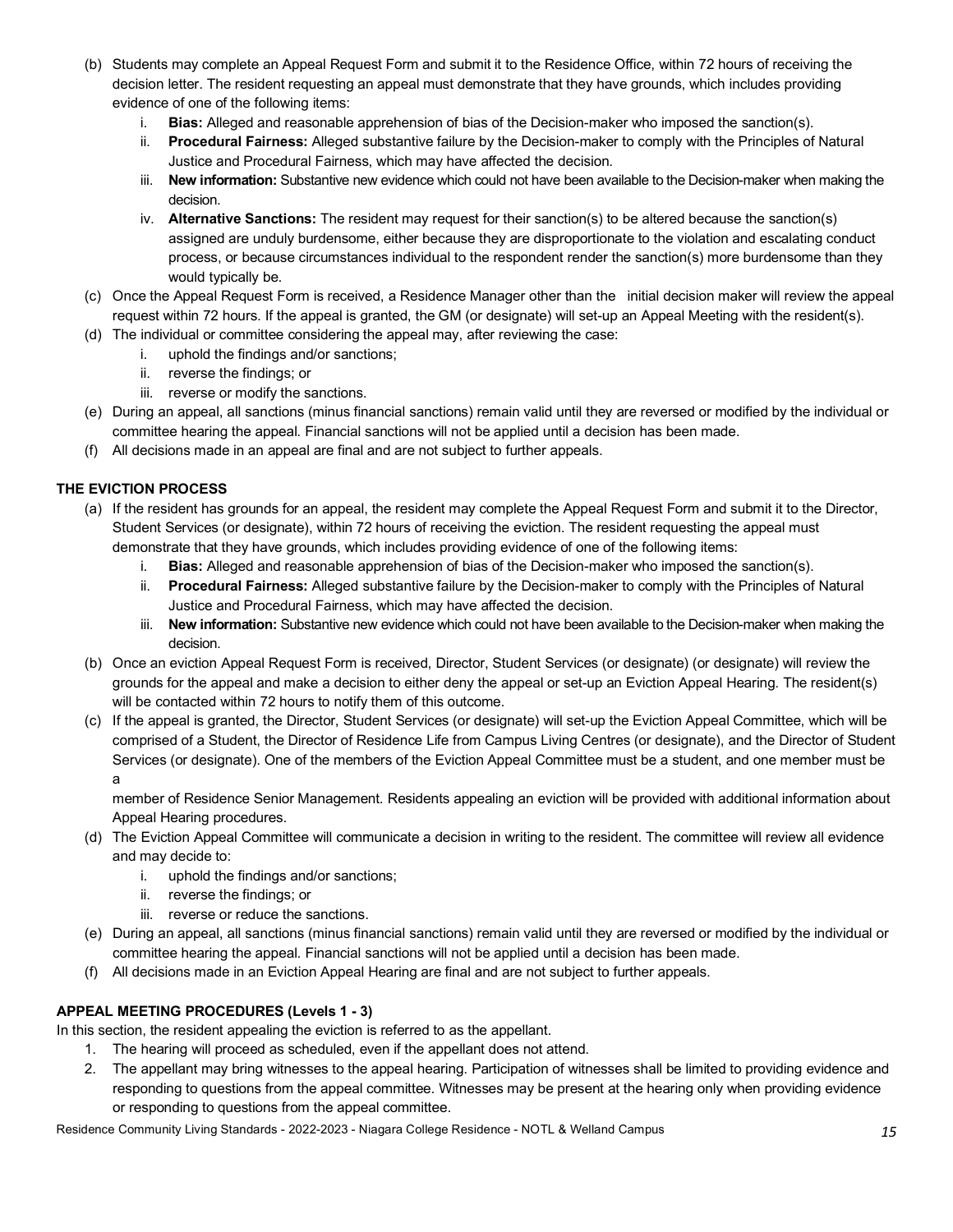(b) Students may complete an Appeal Request Form and submit it to the Residence Office, within 72 hours of receiving the decision letter. The resident requesting an appeal must demonstrate that they have grounds, which includes providing evidence of one of the following items:
   i. **Bias:** Alleged and reasonable apprehension of bias of the Decision-maker who imposed the sanction(s).
   ii. **Procedural Fairness:** Alleged substantive failure by the Decision-maker to comply with the Principles of Natural Justice and Procedural Fairness, which may have affected the decision.
   iii. **New information:** Substantive new evidence which could not have been available to the Decision-maker when making the decision.
   iv. **Alternative Sanctions:** The resident may request for their sanction(s) to be altered because the sanction(s) assigned are unduly burdensome, either because they are disproportionate to the violation and escalating conduct process, or because circumstances individual to the respondent render the sanction(s) more burdensome than they would typically be.

(c) Once the Appeal Request Form is received, a Residence Manager other than the initial decision maker will review the appeal request within 72 hours. If the appeal is granted, the GM (or designate) will set-up an Appeal Meeting with the resident(s).

(d) The individual or committee considering the appeal may, after reviewing the case:
   i. uphold the findings and/or sanctions;
   ii. reverse the findings; or
   iii. reverse or modify the sanctions.

(e) During an appeal, all sanctions (minus financial sanctions) remain valid until they are reversed or modified by the individual or committee hearing the appeal. Financial sanctions will not be applied until a decision has been made.

(f) All decisions made in an appeal are final and are not subject to further appeals.

**THE EVICTION PROCESS**

(a) If the resident has grounds for an appeal, the resident may complete the Appeal Request Form and submit it to the Director, Student Services (or designate), within 72 hours of receiving the eviction. The resident requesting the appeal must demonstrate that they have grounds, which includes providing evidence of one of the following items:
   i. **Bias:** Alleged and reasonable apprehension of bias of the Decision-maker who imposed the sanction(s).
   ii. **Procedural Fairness:** Alleged substantive failure by the Decision-maker to comply with the Principles of Natural Justice and Procedural Fairness, which may have affected the decision.
   iii. **New information:** Substantive new evidence which could not have been available to the Decision-maker when making the decision.

(b) Once an eviction Appeal Request Form is received, Director, Student Services (or designate) (or designate) will review the grounds for the appeal and make a decision to either deny the appeal or set-up an Eviction Appeal Hearing. The resident(s) will be contacted within 72 hours to notify them of this outcome.

(c) If the appeal is granted, the Director, Student Services (or designate) will set-up the Eviction Appeal Committee, which will be comprised of a Student, the Director of Residence Life from Campus Living Centres (or designate), and the Director of Student Services (or designate). One of the members of the Eviction Appeal Committee must be a student, and one member must be a member of Residence Senior Management. Residents appealing an eviction will be provided with additional information about Appeal Hearing procedures.

(d) The Eviction Appeal Committee will communicate a decision in writing to the resident. The committee will review all evidence and may decide to:
   i. uphold the findings and/or sanctions;
   ii. reverse the findings; or
   iii. reverse or reduce the sanctions.

(e) During an appeal, all sanctions (minus financial sanctions) remain valid until they are reversed or modified by the individual or committee hearing the appeal. Financial sanctions will not be applied until a decision has been made.

(f) All decisions made in an Eviction Appeal Hearing are final and are not subject to further appeals.

**APPEAL MEETING PROCEDURES (Levels 1 - 3)**

In this section, the resident appealing the eviction is referred to as the appellant.

1. The hearing will proceed as scheduled, even if the appellant does not attend.
2. The appellant may bring witnesses to the appeal hearing. Participation of witnesses shall be limited to providing evidence and responding to questions from the appeal committee. Witnesses may be present at the hearing only when providing evidence or responding to questions from the appeal committee.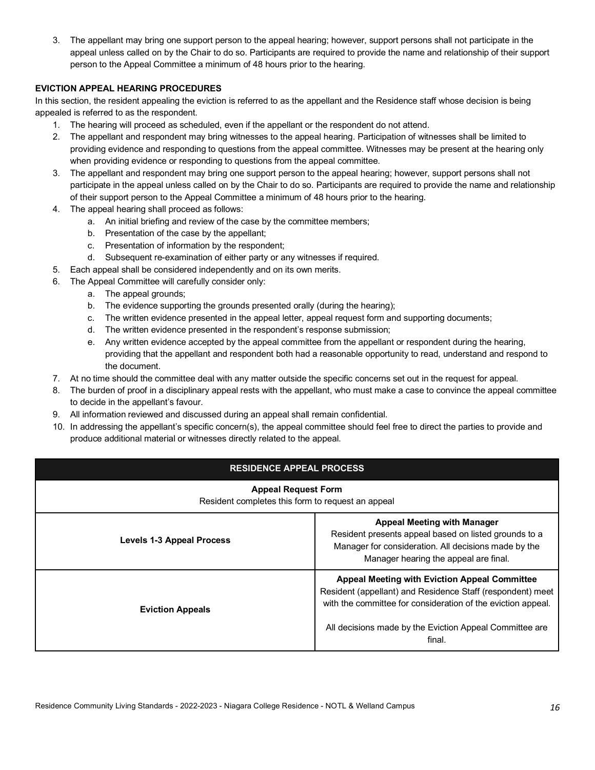3. The appellant may bring one support person to the appeal hearing; however, support persons shall not participate in the appeal unless called on by the Chair to do so. Participants are required to provide the name and relationship of their support person to the Appeal Committee a minimum of 48 hours prior to the hearing.

**EVICTION APPEAL HEARING PROCEDURES**

In this section, the resident appealing the eviction is referred to as the appellant and the Residence staff whose decision is being appealed is referred to as the respondent.

1. The hearing will proceed as scheduled, even if the appellant or the respondent do not attend.
2. The appellant and respondent may bring witnesses to the appeal hearing. Participation of witnesses shall be limited to providing evidence and responding to questions from the appeal committee. Witnesses may be present at the hearing only when providing evidence or responding to questions from the appeal committee.
3. The appellant and respondent may bring one support person to the appeal hearing; however, support persons shall not participate in the appeal unless called on by the Chair to do so. Participants are required to provide the name and relationship of their support person to the Appeal Committee a minimum of 48 hours prior to the hearing.
4. The appeal hearing shall proceed as follows:
    a. An initial briefing and review of the case by the committee members;
    b. Presentation of the case by the appellant;
    c. Presentation of information by the respondent;
    d. Subsequent re-examination of either party or any witnesses if required.
5. Each appeal shall be considered independently and on its own merits.
6. The Appeal Committee will carefully consider only:
    a. The appeal grounds;
    b. The evidence supporting the grounds presented orally (during the hearing);
    c. The written evidence presented in the appeal letter, appeal request form and supporting documents;
    d. The written evidence presented in the respondent's response submission;
    e. Any written evidence accepted by the appeal committee from the appellant or respondent during the hearing, providing that the appellant and respondent both had a reasonable opportunity to read, understand and respond to the document.
7. At no time should the committee deal with any matter outside the specific concerns set out in the request for appeal.
8. The burden of proof in a disciplinary appeal rests with the appellant, who must make a case to convince the appeal committee to decide in the appellant's favour.
9. All information reviewed and discussed during an appeal shall remain confidential.
10. In addressing the appellant's specific concern(s), the appeal committee should feel free to direct the parties to provide and produce additional material or witnesses directly related to the appeal.

| RESIDENCE APPEAL PROCESS | |
|---|---|
| **Appeal Request Form**<br>Resident completes this form to request an appeal | |
| **Levels 1-3 Appeal Process** | **Appeal Meeting with Manager**<br>Resident presents appeal based on listed grounds to a Manager for consideration. All decisions made by the Manager hearing the appeal are final. |
| **Eviction Appeals** | **Appeal Meeting with Eviction Appeal Committee**<br>Resident (appellant) and Residence Staff (respondent) meet with the committee for consideration of the eviction appeal.<br><br>All decisions made by the Eviction Appeal Committee are final. |